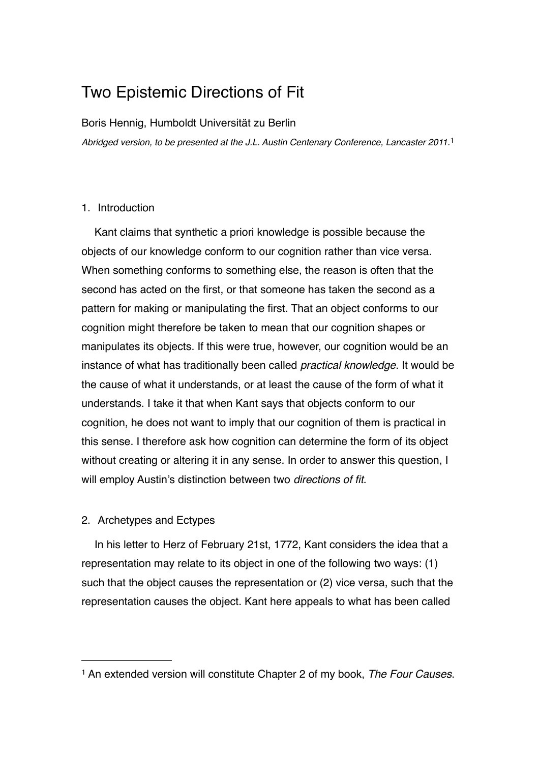# Two Epistemic Directions of Fit

Boris Hennig, Humboldt Universität zu Berlin

*Abridged version, to be presented at the J.L. Austin Centenary Conference, Lancaster 2011.*[1]

## 1. Introduction

Kant claims that synthetic a priori knowledge is possible because the objects of our knowledge conform to our cognition rather than vice versa. When something conforms to something else, the reason is often that the second has acted on the first, or that someone has taken the second as a pattern for making or manipulating the first. That an object conforms to our cognition might therefore be taken to mean that our cognition shapes or manipulates its objects. If this were true, however, our cognition would be an instance of what has traditionally been called *practical knowledge*. It would be the cause of what it understands, or at least the cause of the form of what it understands. I take it that when Kant says that objects conform to our cognition, he does not want to imply that our cognition of them is practical in this sense. I therefore ask how cognition can determine the form of its object without creating or altering it in any sense. In order to answer this question, I will employ Austin's distinction between two *directions of fit.*

## 2. Archetypes and Ectypes

In his letter to Herz of February 21st, 1772, Kant considers the idea that a representation may relate to its object in one of the following two ways: (1) such that the object causes the representation or (2) vice versa, such that the representation causes the object. Kant here appeals to what has been called

---

[1] An extended version will constitute Chapter 2 of my book, *The Four Causes*.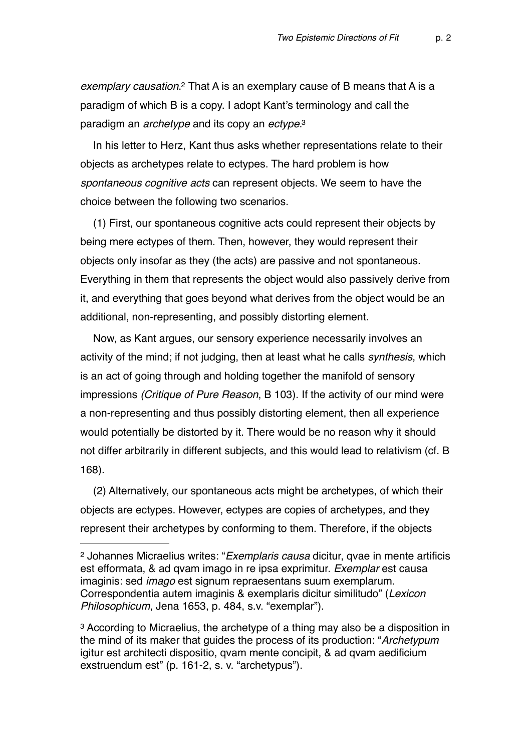*exemplary causation*.[2] That A is an exemplary cause of B means that A is a paradigm of which B is a copy. I adopt Kant's terminology and call the paradigm an *archetype* and its copy an *ectype*.[3]

In his letter to Herz, Kant thus asks whether representations relate to their objects as archetypes relate to ectypes. The hard problem is how *spontaneous cognitive acts* can represent objects. We seem to have the choice between the following two scenarios.

(1) First, our spontaneous cognitive acts could represent their objects by being mere ectypes of them. Then, however, they would represent their objects only insofar as they (the acts) are passive and not spontaneous. Everything in them that represents the object would also passively derive from it, and everything that goes beyond what derives from the object would be an additional, non-representing, and possibly distorting element.

Now, as Kant argues, our sensory experience necessarily involves an activity of the mind; if not judging, then at least what he calls *synthesis*, which is an act of going through and holding together the manifold of sensory impressions *(Critique of Pure Reason*, B 103). If the activity of our mind were a non-representing and thus possibly distorting element, then all experience would potentially be distorted by it. There would be no reason why it should not differ arbitrarily in different subjects, and this would lead to relativism (cf. B 168).

(2) Alternatively, our spontaneous acts might be archetypes, of which their objects are ectypes. However, ectypes are copies of archetypes, and they represent their archetypes by conforming to them. Therefore, if the objects

---

[2] Johannes Micraelius writes: "*Exemplaris causa* dicitur, qvae in mente artificis est efformata, & ad qvam imago in re ipsa exprimitur. *Exemplar* est causa imaginis: sed *imago* est signum repraesentans suum exemplarum. Correspondentia autem imaginis & exemplaris dicitur similitudo" (*Lexicon Philosophicum*, Jena 1653, p. 484, s.v. "exemplar").

[3] According to Micraelius, the archetype of a thing may also be a disposition in the mind of its maker that guides the process of its production: "*Archetypum* igitur est architecti dispositio, qvam mente concipit, & ad qvam aedificium exstruendum est" (p. 161-2, s. v. "archetypus").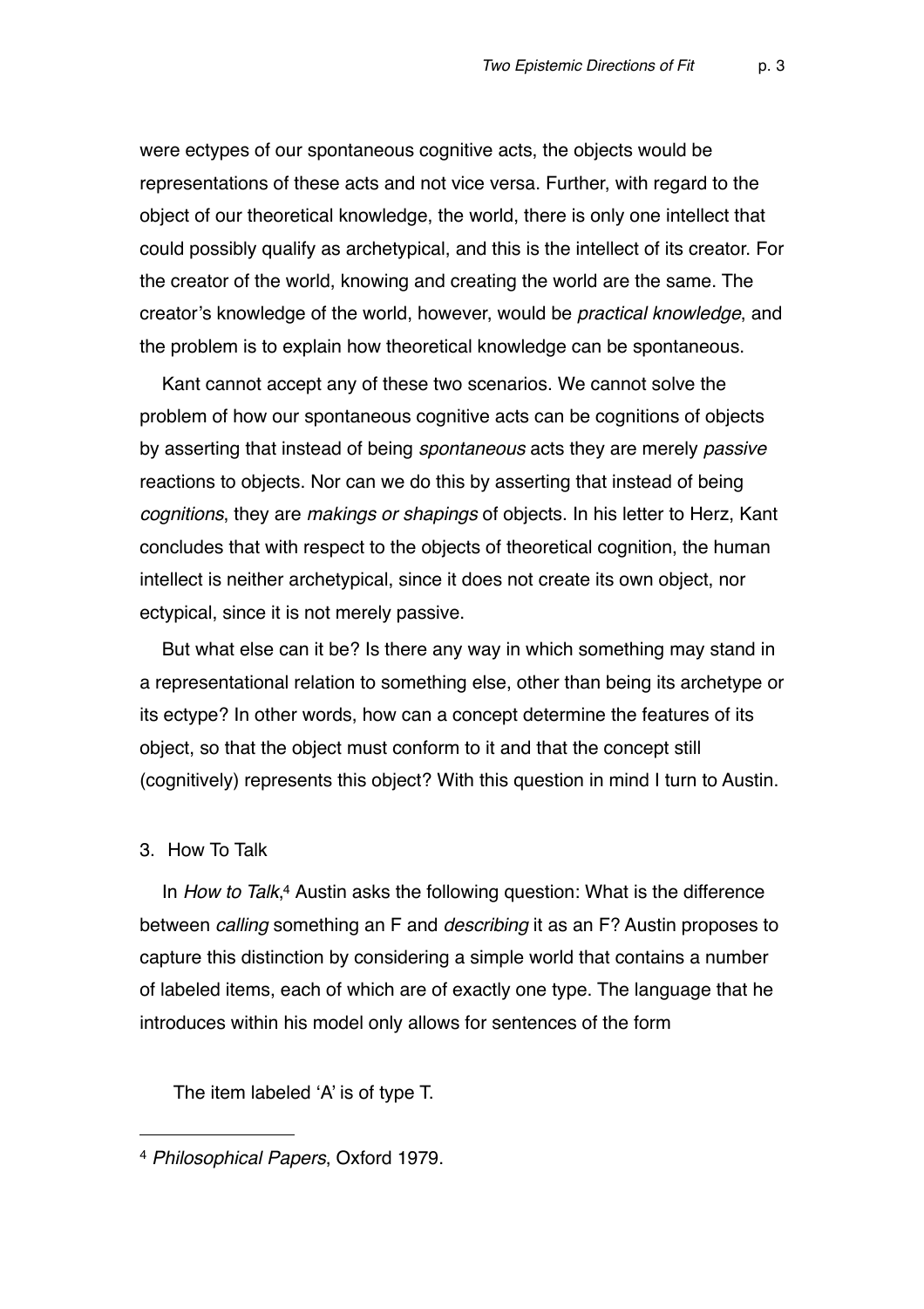were ectypes of our spontaneous cognitive acts, the objects would be representations of these acts and not vice versa. Further, with regard to the object of our theoretical knowledge, the world, there is only one intellect that could possibly qualify as archetypical, and this is the intellect of its creator. For the creator of the world, knowing and creating the world are the same. The creator's knowledge of the world, however, would be *practical knowledge*, and the problem is to explain how theoretical knowledge can be spontaneous.

Kant cannot accept any of these two scenarios. We cannot solve the problem of how our spontaneous cognitive acts can be cognitions of objects by asserting that instead of being *spontaneous* acts they are merely *passive* reactions to objects. Nor can we do this by asserting that instead of being *cognitions*, they are *makings or shapings* of objects. In his letter to Herz, Kant concludes that with respect to the objects of theoretical cognition, the human intellect is neither archetypical, since it does not create its own object, nor ectypical, since it is not merely passive.

But what else can it be? Is there any way in which something may stand in a representational relation to something else, other than being its archetype or its ectype? In other words, how can a concept determine the features of its object, so that the object must conform to it and that the concept still (cognitively) represents this object? With this question in mind I turn to Austin.

## 3. How To Talk

In *How to Talk*,[4] Austin asks the following question: What is the difference between *calling* something an F and *describing* it as an F? Austin proposes to capture this distinction by considering a simple world that contains a number of labeled items, each of which are of exactly one type. The language that he introduces within his model only allows for sentences of the form

The item labeled 'A' is of type T.

---

[4] *Philosophical Papers*, Oxford 1979.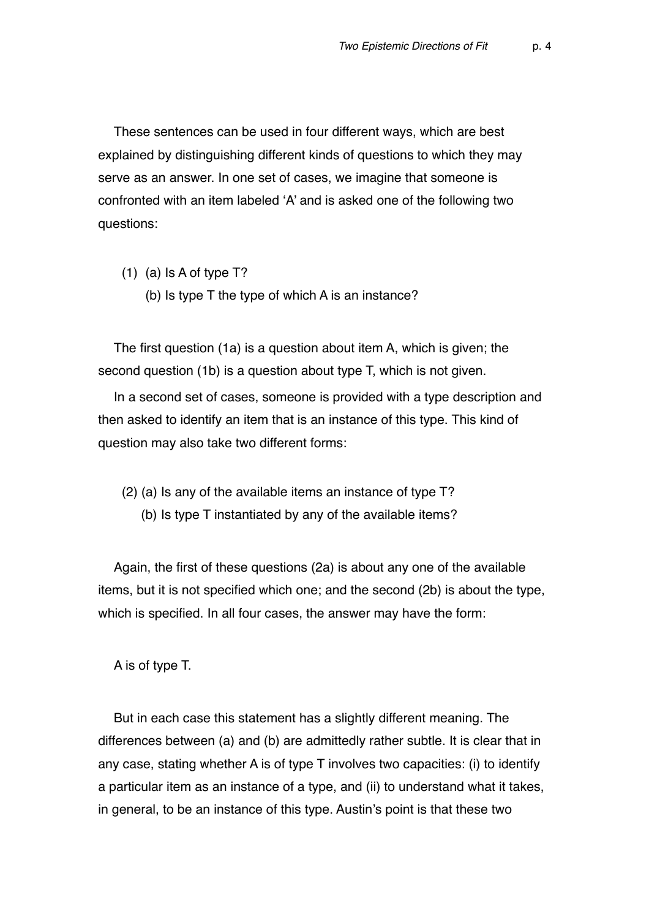These sentences can be used in four different ways, which are best explained by distinguishing different kinds of questions to which they may serve as an answer. In one set of cases, we imagine that someone is confronted with an item labeled 'A' and is asked one of the following two questions:

(1) (a) Is A of type T?
  (b) Is type T the type of which A is an instance?

The first question (1a) is a question about item A, which is given; the second question (1b) is a question about type T, which is not given.

In a second set of cases, someone is provided with a type description and then asked to identify an item that is an instance of this type. This kind of question may also take two different forms:

(2) (a) Is any of the available items an instance of type T?
  (b) Is type T instantiated by any of the available items?

Again, the first of these questions (2a) is about any one of the available items, but it is not specified which one; and the second (2b) is about the type, which is specified. In all four cases, the answer may have the form:

A is of type T.

But in each case this statement has a slightly different meaning. The differences between (a) and (b) are admittedly rather subtle. It is clear that in any case, stating whether A is of type T involves two capacities: (i) to identify a particular item as an instance of a type, and (ii) to understand what it takes, in general, to be an instance of this type. Austin's point is that these two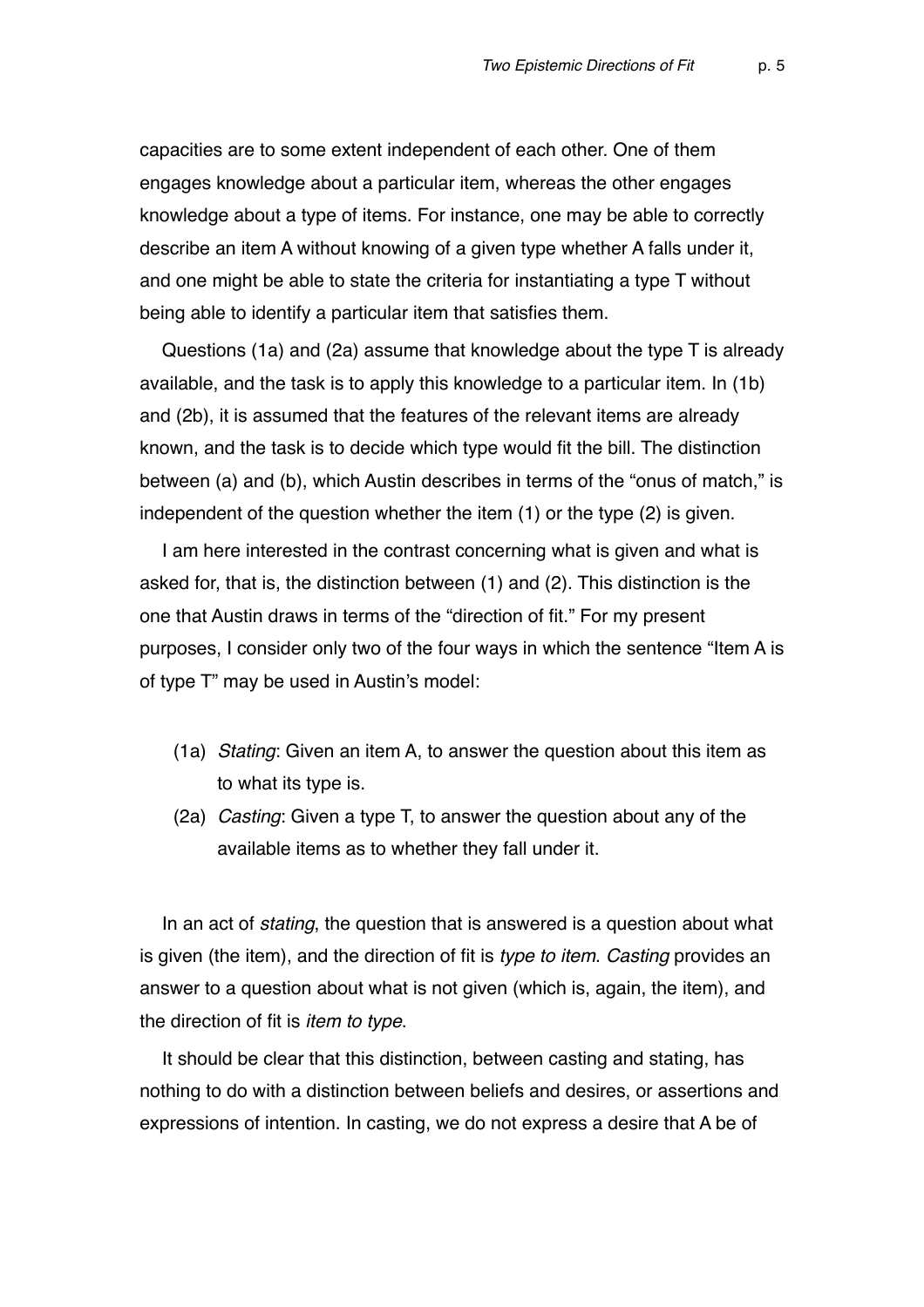capacities are to some extent independent of each other. One of them engages knowledge about a particular item, whereas the other engages knowledge about a type of items. For instance, one may be able to correctly describe an item A without knowing of a given type whether A falls under it, and one might be able to state the criteria for instantiating a type T without being able to identify a particular item that satisfies them.

Questions (1a) and (2a) assume that knowledge about the type T is already available, and the task is to apply this knowledge to a particular item. In (1b) and (2b), it is assumed that the features of the relevant items are already known, and the task is to decide which type would fit the bill. The distinction between (a) and (b), which Austin describes in terms of the "onus of match," is independent of the question whether the item (1) or the type (2) is given.

I am here interested in the contrast concerning what is given and what is asked for, that is, the distinction between (1) and (2). This distinction is the one that Austin draws in terms of the "direction of fit." For my present purposes, I consider only two of the four ways in which the sentence "Item A is of type T" may be used in Austin's model:

(1a) *Stating*: Given an item A, to answer the question about this item as to what its type is.

(2a) *Casting*: Given a type T, to answer the question about any of the available items as to whether they fall under it.

In an act of *stating*, the question that is answered is a question about what is given (the item), and the direction of fit is *type to item*. *Casting* provides an answer to a question about what is not given (which is, again, the item), and the direction of fit is *item to type*.

It should be clear that this distinction, between casting and stating, has nothing to do with a distinction between beliefs and desires, or assertions and expressions of intention. In casting, we do not express a desire that A be of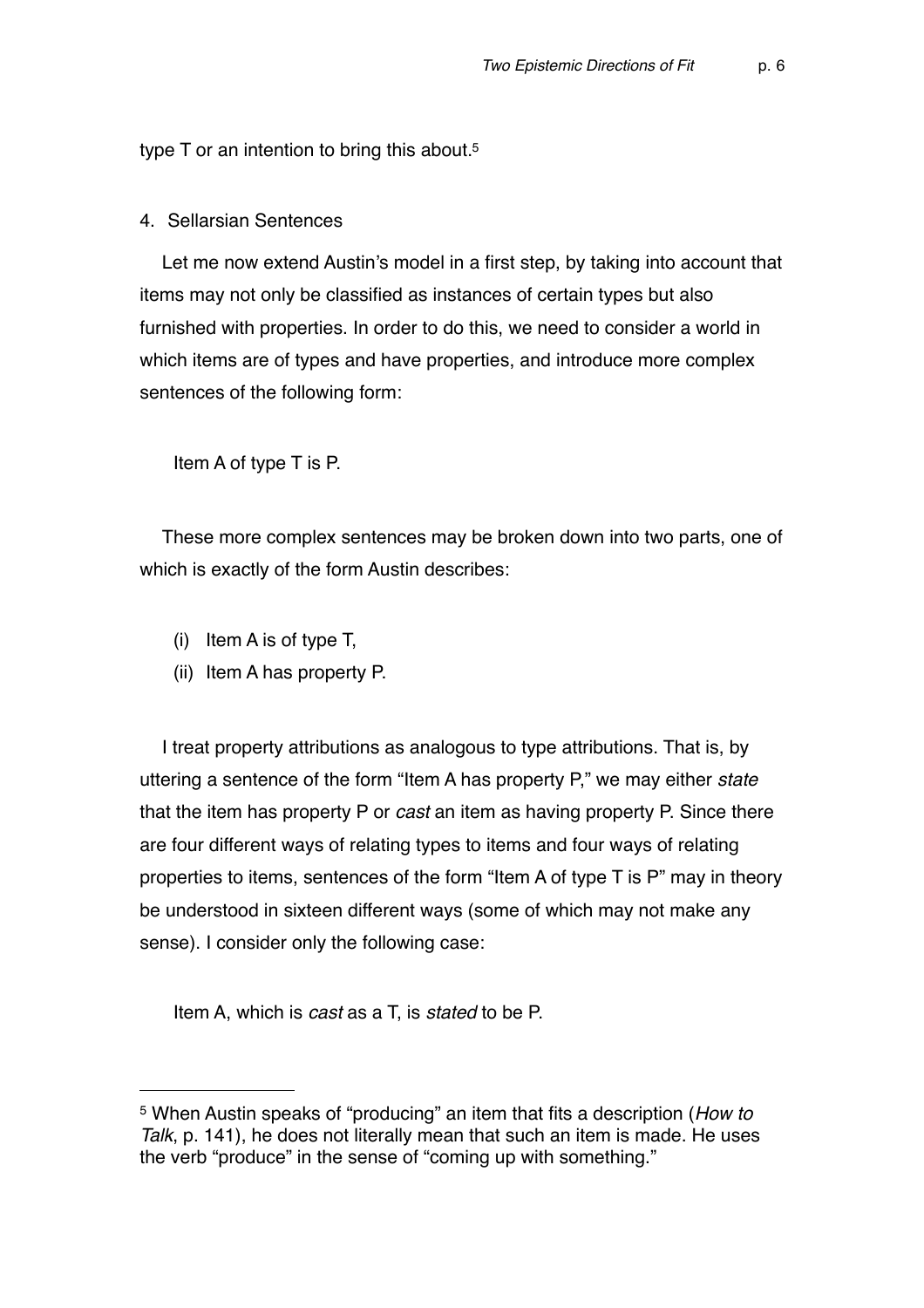type T or an intention to bring this about.[5]

## 4. Sellarsian Sentences

Let me now extend Austin's model in a first step, by taking into account that items may not only be classified as instances of certain types but also furnished with properties. In order to do this, we need to consider a world in which items are of types and have properties, and introduce more complex sentences of the following form:

Item A of type T is P.

These more complex sentences may be broken down into two parts, one of which is exactly of the form Austin describes:

(i) Item A is of type T,
(ii) Item A has property P.

I treat property attributions as analogous to type attributions. That is, by uttering a sentence of the form "Item A has property P," we may either *state* that the item has property P or *cast* an item as having property P. Since there are four different ways of relating types to items and four ways of relating properties to items, sentences of the form "Item A of type T is P" may in theory be understood in sixteen different ways (some of which may not make any sense). I consider only the following case:

Item A, which is *cast* as a T, is *stated* to be P.

---

[5] When Austin speaks of "producing" an item that fits a description (*How to Talk*, p. 141), he does not literally mean that such an item is made. He uses the verb "produce" in the sense of "coming up with something."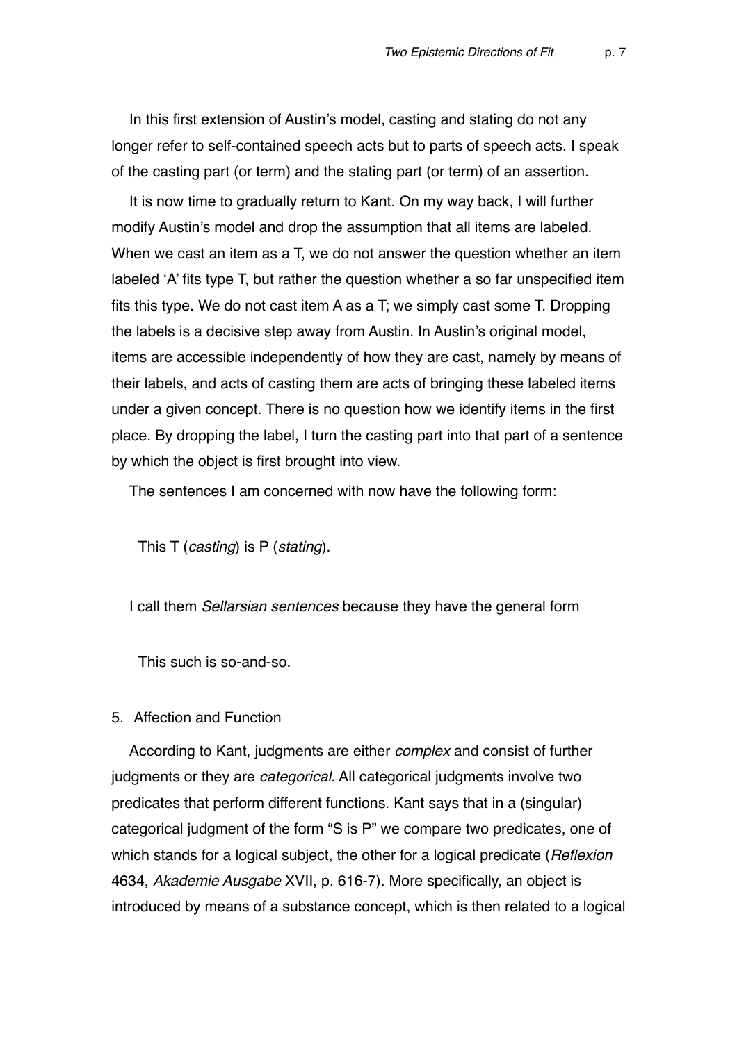In this first extension of Austin's model, casting and stating do not any longer refer to self-contained speech acts but to parts of speech acts. I speak of the casting part (or term) and the stating part (or term) of an assertion.

It is now time to gradually return to Kant. On my way back, I will further modify Austin's model and drop the assumption that all items are labeled. When we cast an item as a T, we do not answer the question whether an item labeled 'A' fits type T, but rather the question whether a so far unspecified item fits this type. We do not cast item A as a T; we simply cast some T. Dropping the labels is a decisive step away from Austin. In Austin's original model, items are accessible independently of how they are cast, namely by means of their labels, and acts of casting them are acts of bringing these labeled items under a given concept. There is no question how we identify items in the first place. By dropping the label, I turn the casting part into that part of a sentence by which the object is first brought into view.

The sentences I am concerned with now have the following form:

> This T (*casting*) is P (*stating*).

I call them *Sellarsian sentences* because they have the general form

> This such is so-and-so.

## 5. Affection and Function

According to Kant, judgments are either *complex* and consist of further judgments or they are *categorical*. All categorical judgments involve two predicates that perform different functions. Kant says that in a (singular) categorical judgment of the form "S is P" we compare two predicates, one of which stands for a logical subject, the other for a logical predicate (*Reflexion* 4634, *Akademie Ausgabe* XVII, p. 616-7). More specifically, an object is introduced by means of a substance concept, which is then related to a logical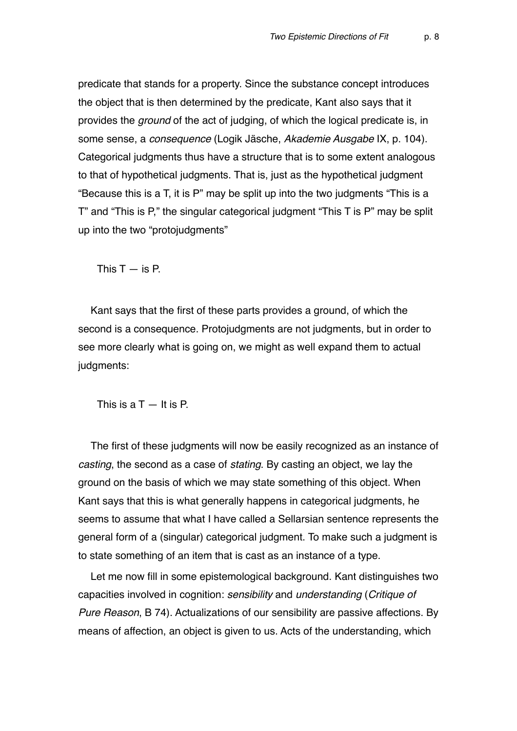predicate that stands for a property. Since the substance concept introduces the object that is then determined by the predicate, Kant also says that it provides the *ground* of the act of judging, of which the logical predicate is, in some sense, a *consequence* (Logik Jäsche, *Akademie Ausgabe* IX, p. 104). Categorical judgments thus have a structure that is to some extent analogous to that of hypothetical judgments. That is, just as the hypothetical judgment "Because this is a T, it is P" may be split up into the two judgments "This is a T" and "This is P," the singular categorical judgment "This T is P" may be split up into the two "protojudgments"

This T — is P.

Kant says that the first of these parts provides a ground, of which the second is a consequence. Protojudgments are not judgments, but in order to see more clearly what is going on, we might as well expand them to actual judgments:

This is a T — It is P.

The first of these judgments will now be easily recognized as an instance of *casting*, the second as a case of *stating*. By casting an object, we lay the ground on the basis of which we may state something of this object. When Kant says that this is what generally happens in categorical judgments, he seems to assume that what I have called a Sellarsian sentence represents the general form of a (singular) categorical judgment. To make such a judgment is to state something of an item that is cast as an instance of a type.

Let me now fill in some epistemological background. Kant distinguishes two capacities involved in cognition: *sensibility* and *understanding* (*Critique of Pure Reason*, B 74). Actualizations of our sensibility are passive affections. By means of affection, an object is given to us. Acts of the understanding, which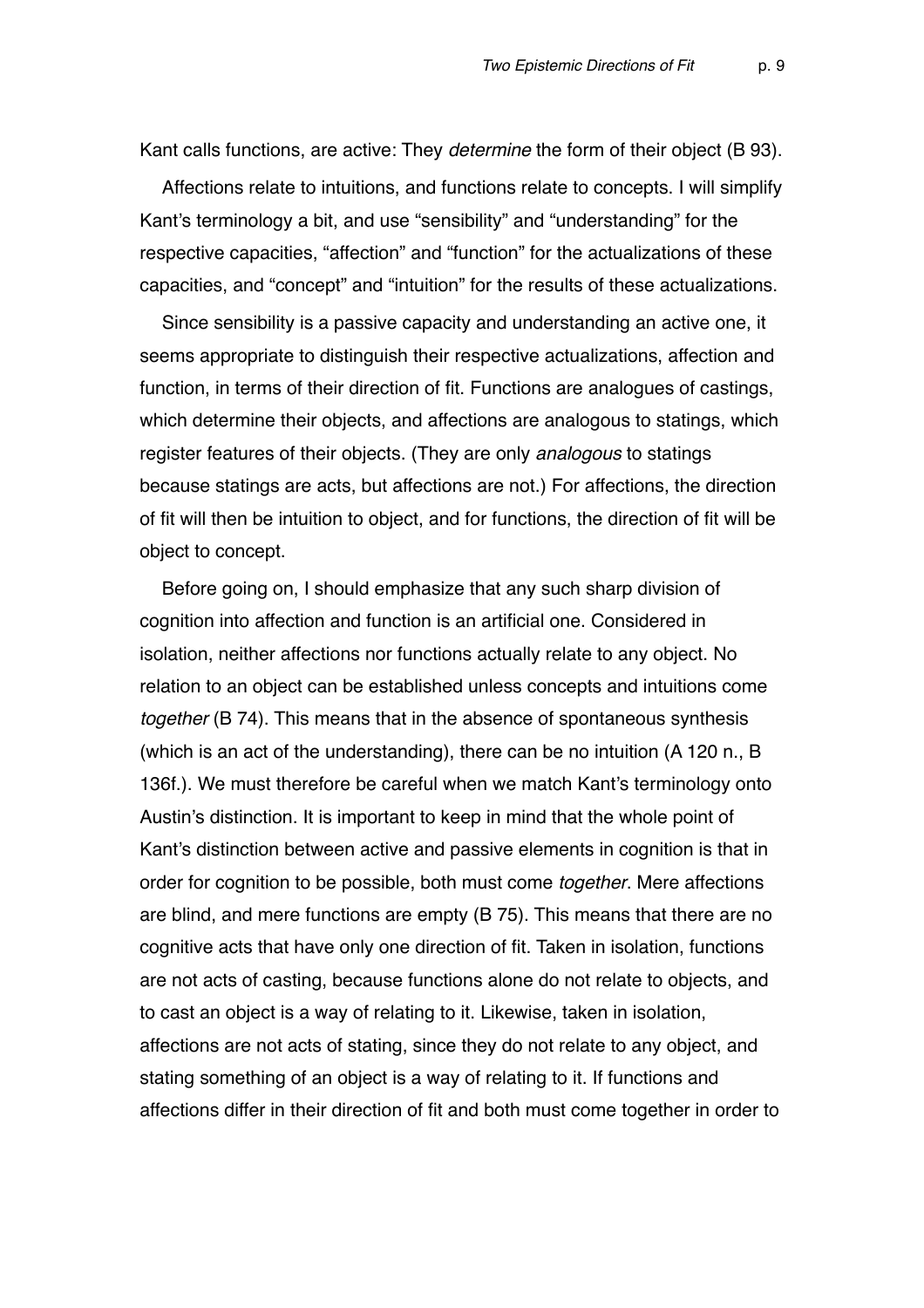Kant calls functions, are active: They *determine* the form of their object (B 93).

Affections relate to intuitions, and functions relate to concepts. I will simplify Kant's terminology a bit, and use "sensibility" and "understanding" for the respective capacities, "affection" and "function" for the actualizations of these capacities, and "concept" and "intuition" for the results of these actualizations.

Since sensibility is a passive capacity and understanding an active one, it seems appropriate to distinguish their respective actualizations, affection and function, in terms of their direction of fit. Functions are analogues of castings, which determine their objects, and affections are analogous to statings, which register features of their objects. (They are only *analogous* to statings because statings are acts, but affections are not.) For affections, the direction of fit will then be intuition to object, and for functions, the direction of fit will be object to concept.

Before going on, I should emphasize that any such sharp division of cognition into affection and function is an artificial one. Considered in isolation, neither affections nor functions actually relate to any object. No relation to an object can be established unless concepts and intuitions come *together* (B 74). This means that in the absence of spontaneous synthesis (which is an act of the understanding), there can be no intuition (A 120 n., B 136f.). We must therefore be careful when we match Kant's terminology onto Austin's distinction. It is important to keep in mind that the whole point of Kant's distinction between active and passive elements in cognition is that in order for cognition to be possible, both must come *together*. Mere affections are blind, and mere functions are empty (B 75). This means that there are no cognitive acts that have only one direction of fit. Taken in isolation, functions are not acts of casting, because functions alone do not relate to objects, and to cast an object is a way of relating to it. Likewise, taken in isolation, affections are not acts of stating, since they do not relate to any object, and stating something of an object is a way of relating to it. If functions and affections differ in their direction of fit and both must come together in order to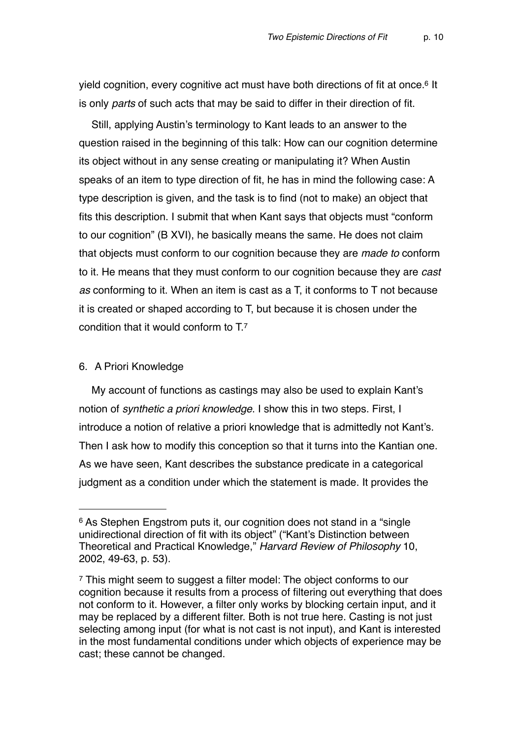yield cognition, every cognitive act must have both directions of fit at once.[6] It is only *parts* of such acts that may be said to differ in their direction of fit.

Still, applying Austin's terminology to Kant leads to an answer to the question raised in the beginning of this talk: How can our cognition determine its object without in any sense creating or manipulating it? When Austin speaks of an item to type direction of fit, he has in mind the following case: A type description is given, and the task is to find (not to make) an object that fits this description. I submit that when Kant says that objects must "conform to our cognition" (B XVI), he basically means the same. He does not claim that objects must conform to our cognition because they are *made to* conform to it. He means that they must conform to our cognition because they are *cast as* conforming to it. When an item is cast as a T, it conforms to T not because it is created or shaped according to T, but because it is chosen under the condition that it would conform to T.[7]

## 6. A Priori Knowledge

My account of functions as castings may also be used to explain Kant's notion of *synthetic a priori knowledge*. I show this in two steps. First, I introduce a notion of relative a priori knowledge that is admittedly not Kant's. Then I ask how to modify this conception so that it turns into the Kantian one. As we have seen, Kant describes the substance predicate in a categorical judgment as a condition under which the statement is made. It provides the

---

[6] As Stephen Engstrom puts it, our cognition does not stand in a "single unidirectional direction of fit with its object" ("Kant's Distinction between Theoretical and Practical Knowledge," *Harvard Review of Philosophy* 10, 2002, 49-63, p. 53).

[7] This might seem to suggest a filter model: The object conforms to our cognition because it results from a process of filtering out everything that does not conform to it. However, a filter only works by blocking certain input, and it may be replaced by a different filter. Both is not true here. Casting is not just selecting among input (for what is not cast is not input), and Kant is interested in the most fundamental conditions under which objects of experience may be cast; these cannot be changed.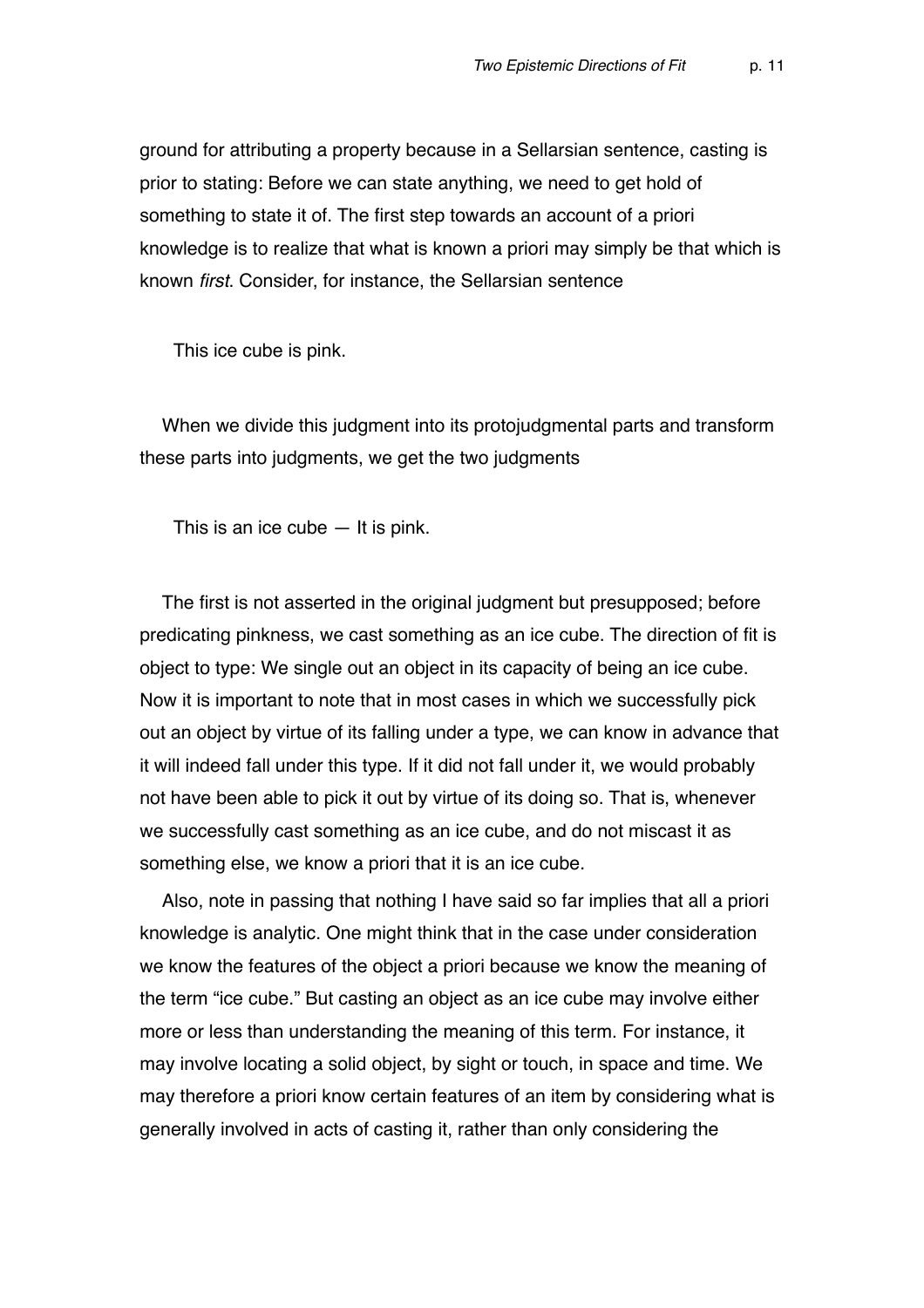ground for attributing a property because in a Sellarsian sentence, casting is prior to stating: Before we can state anything, we need to get hold of something to state it of. The first step towards an account of a priori knowledge is to realize that what is known a priori may simply be that which is known *first*. Consider, for instance, the Sellarsian sentence

This ice cube is pink.

When we divide this judgment into its protojudgmental parts and transform these parts into judgments, we get the two judgments

This is an ice cube — It is pink.

The first is not asserted in the original judgment but presupposed; before predicating pinkness, we cast something as an ice cube. The direction of fit is object to type: We single out an object in its capacity of being an ice cube. Now it is important to note that in most cases in which we successfully pick out an object by virtue of its falling under a type, we can know in advance that it will indeed fall under this type. If it did not fall under it, we would probably not have been able to pick it out by virtue of its doing so. That is, whenever we successfully cast something as an ice cube, and do not miscast it as something else, we know a priori that it is an ice cube.

Also, note in passing that nothing I have said so far implies that all a priori knowledge is analytic. One might think that in the case under consideration we know the features of the object a priori because we know the meaning of the term "ice cube." But casting an object as an ice cube may involve either more or less than understanding the meaning of this term. For instance, it may involve locating a solid object, by sight or touch, in space and time. We may therefore a priori know certain features of an item by considering what is generally involved in acts of casting it, rather than only considering the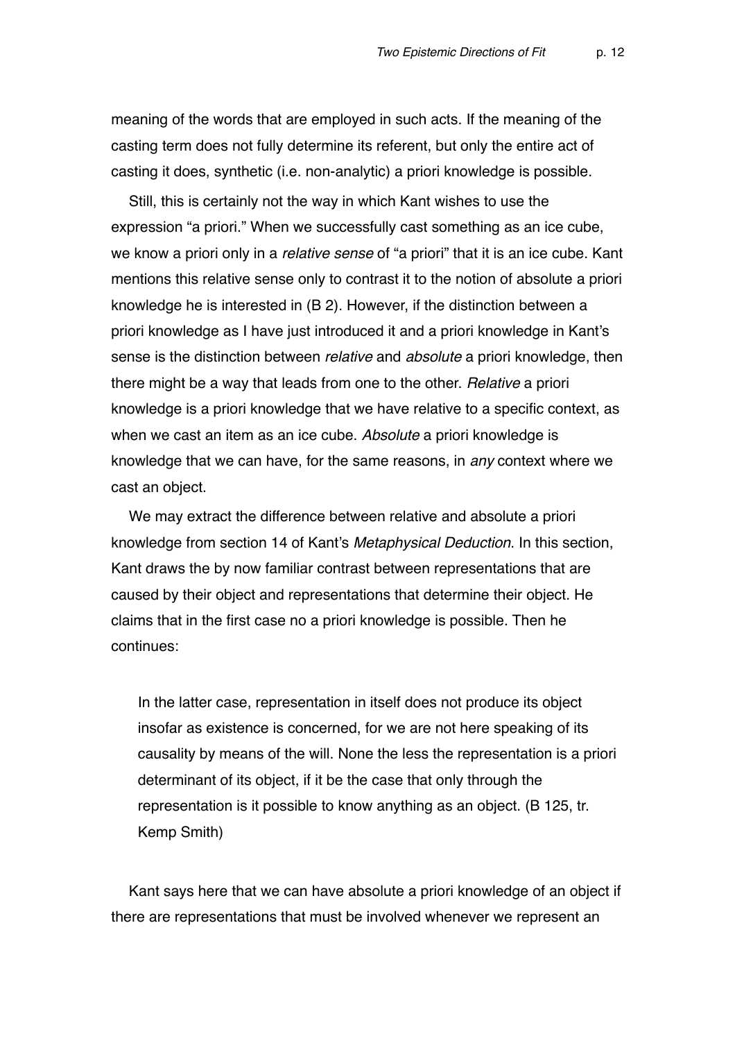meaning of the words that are employed in such acts. If the meaning of the casting term does not fully determine its referent, but only the entire act of casting it does, synthetic (i.e. non-analytic) a priori knowledge is possible.

Still, this is certainly not the way in which Kant wishes to use the expression "a priori." When we successfully cast something as an ice cube, we know a priori only in a *relative sense* of "a priori" that it is an ice cube. Kant mentions this relative sense only to contrast it to the notion of absolute a priori knowledge he is interested in (B 2). However, if the distinction between a priori knowledge as I have just introduced it and a priori knowledge in Kant's sense is the distinction between *relative* and *absolute* a priori knowledge, then there might be a way that leads from one to the other. *Relative* a priori knowledge is a priori knowledge that we have relative to a specific context, as when we cast an item as an ice cube. *Absolute* a priori knowledge is knowledge that we can have, for the same reasons, in *any* context where we cast an object.

We may extract the difference between relative and absolute a priori knowledge from section 14 of Kant's *Metaphysical Deduction*. In this section, Kant draws the by now familiar contrast between representations that are caused by their object and representations that determine their object. He claims that in the first case no a priori knowledge is possible. Then he continues:

> In the latter case, representation in itself does not produce its object insofar as existence is concerned, for we are not here speaking of its causality by means of the will. None the less the representation is a priori determinant of its object, if it be the case that only through the representation is it possible to know anything as an object. (B 125, tr. Kemp Smith)

Kant says here that we can have absolute a priori knowledge of an object if there are representations that must be involved whenever we represent an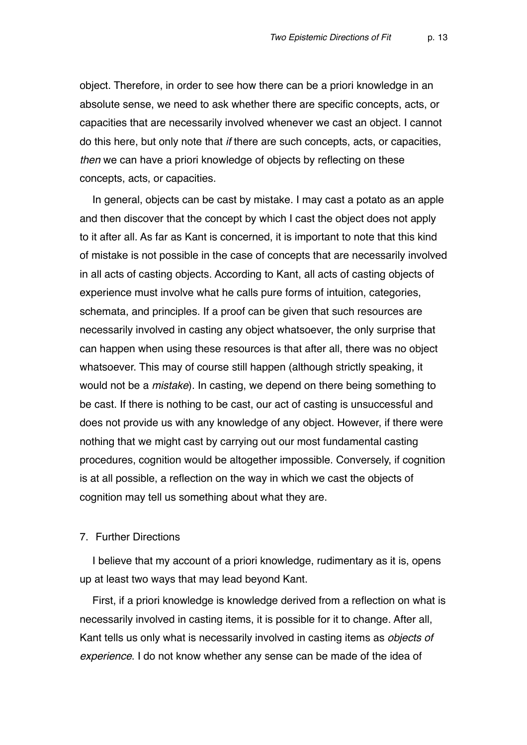object. Therefore, in order to see how there can be a priori knowledge in an absolute sense, we need to ask whether there are specific concepts, acts, or capacities that are necessarily involved whenever we cast an object. I cannot do this here, but only note that *if* there are such concepts, acts, or capacities, *then* we can have a priori knowledge of objects by reflecting on these concepts, acts, or capacities.

In general, objects can be cast by mistake. I may cast a potato as an apple and then discover that the concept by which I cast the object does not apply to it after all. As far as Kant is concerned, it is important to note that this kind of mistake is not possible in the case of concepts that are necessarily involved in all acts of casting objects. According to Kant, all acts of casting objects of experience must involve what he calls pure forms of intuition, categories, schemata, and principles. If a proof can be given that such resources are necessarily involved in casting any object whatsoever, the only surprise that can happen when using these resources is that after all, there was no object whatsoever. This may of course still happen (although strictly speaking, it would not be a *mistake*). In casting, we depend on there being something to be cast. If there is nothing to be cast, our act of casting is unsuccessful and does not provide us with any knowledge of any object. However, if there were nothing that we might cast by carrying out our most fundamental casting procedures, cognition would be altogether impossible. Conversely, if cognition is at all possible, a reflection on the way in which we cast the objects of cognition may tell us something about what they are.

## 7. Further Directions

I believe that my account of a priori knowledge, rudimentary as it is, opens up at least two ways that may lead beyond Kant.

First, if a priori knowledge is knowledge derived from a reflection on what is necessarily involved in casting items, it is possible for it to change. After all, Kant tells us only what is necessarily involved in casting items as *objects of experience*. I do not know whether any sense can be made of the idea of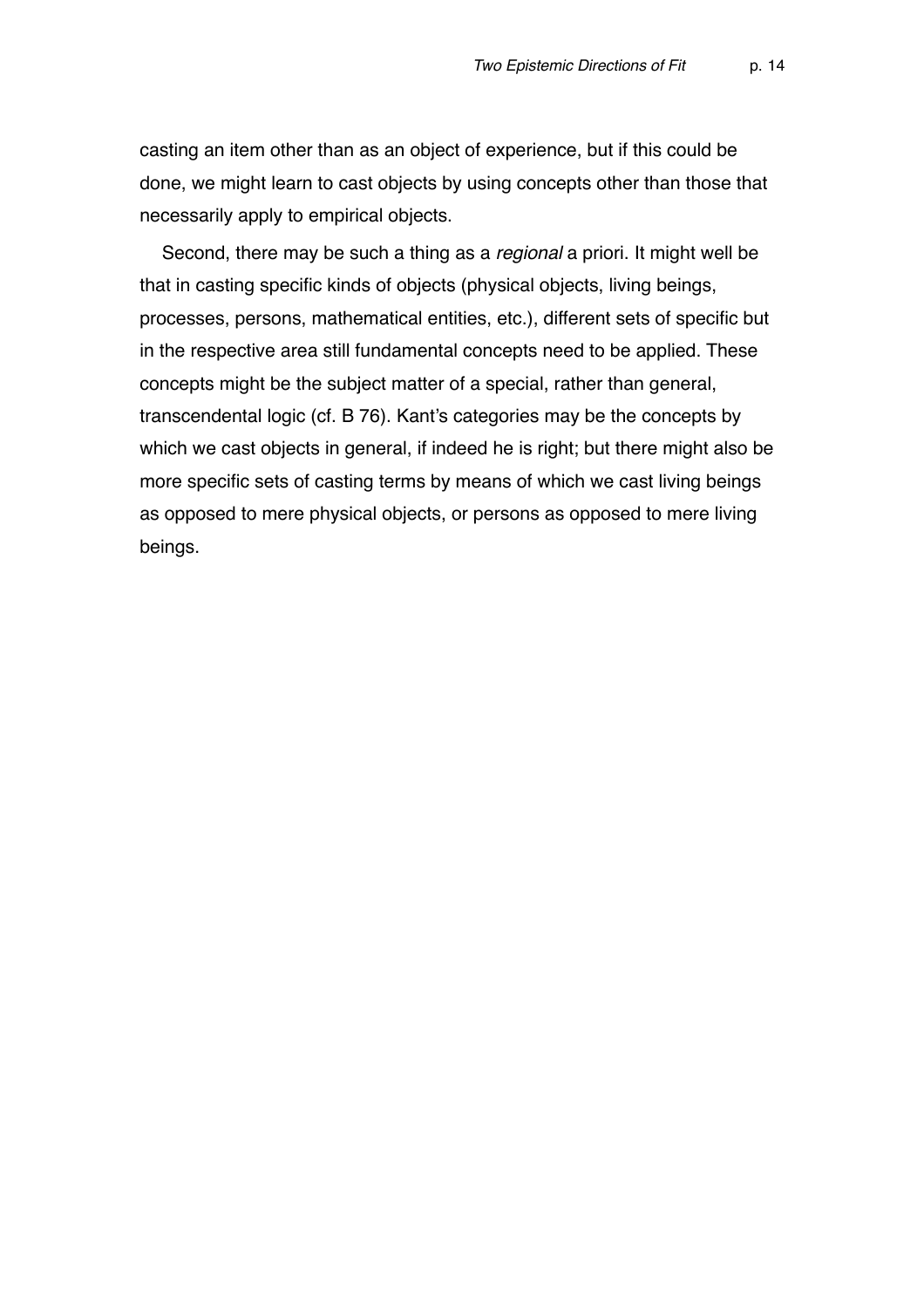casting an item other than as an object of experience, but if this could be done, we might learn to cast objects by using concepts other than those that necessarily apply to empirical objects.

Second, there may be such a thing as a *regional* a priori. It might well be that in casting specific kinds of objects (physical objects, living beings, processes, persons, mathematical entities, etc.), different sets of specific but in the respective area still fundamental concepts need to be applied. These concepts might be the subject matter of a special, rather than general, transcendental logic (cf. B 76). Kant's categories may be the concepts by which we cast objects in general, if indeed he is right; but there might also be more specific sets of casting terms by means of which we cast living beings as opposed to mere physical objects, or persons as opposed to mere living beings.